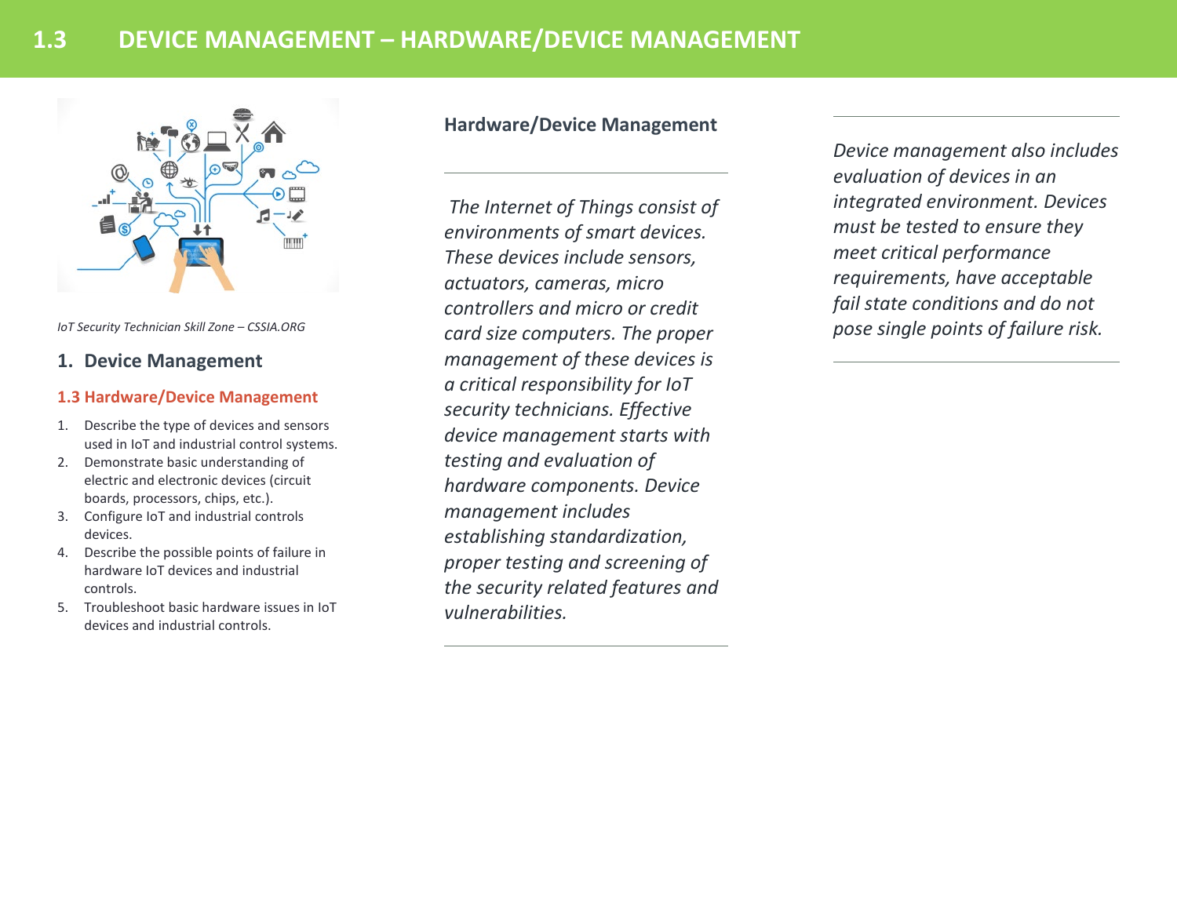# 1.3 DEVICE MANAGEMENT – HARDWARE/DEVICE MANAGEMENT

*IoT Security Technician Skill Zone – CSSIA.ORG*

## 1. Device Management

### 1.3 Hardware/Device Management

1. Describe the type of devices and sensors used in IoT and industrial control systems.
2. Demonstrate basic understanding of electric and electronic devices (circuit boards, processors, chips, etc.).
3. Configure IoT and industrial controls devices.
4. Describe the possible points of failure in hardware IoT devices and industrial controls.
5. Troubleshoot basic hardware issues in IoT devices and industrial controls.

## Hardware/Device Management

*The Internet of Things consist of environments of smart devices. These devices include sensors, actuators, cameras, micro controllers and micro or credit card size computers. The proper management of these devices is a critical responsibility for IoT security technicians. Effective device management starts with testing and evaluation of hardware components. Device management includes establishing standardization, proper testing and screening of the security related features and vulnerabilities.*

*Device management also includes evaluation of devices in an integrated environment. Devices must be tested to ensure they meet critical performance requirements, have acceptable fail state conditions and do not pose single points of failure risk.*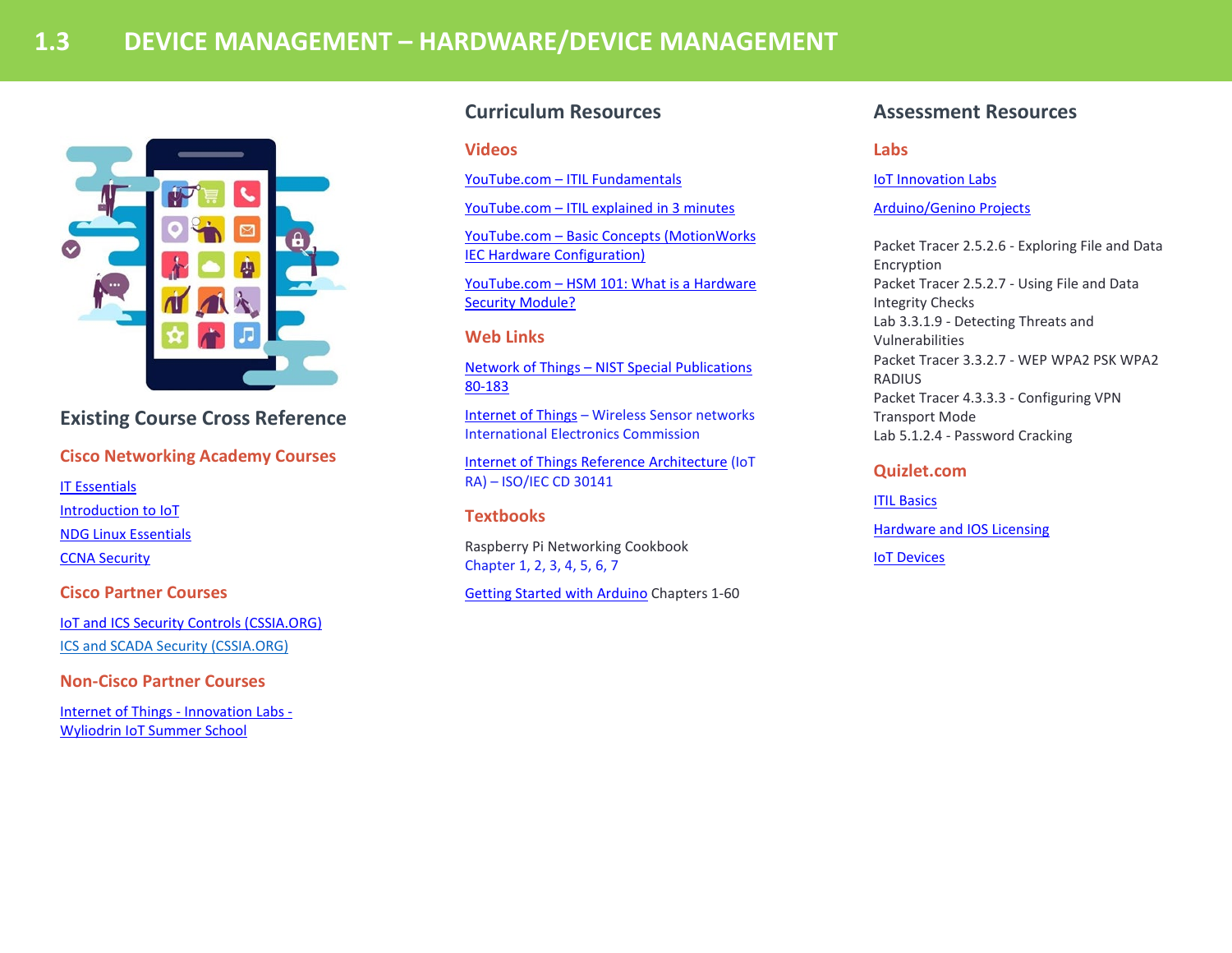# 1.3 DEVICE MANAGEMENT – HARDWARE/DEVICE MANAGEMENT

## Existing Course Cross Reference

### Cisco Networking Academy Courses

IT Essentials

Introduction to IoT

NDG Linux Essentials

CCNA Security

### Cisco Partner Courses

IoT and ICS Security Controls (CSSIA.ORG)

ICS and SCADA Security (CSSIA.ORG)

### Non-Cisco Partner Courses

Internet of Things - Innovation Labs - Wyliodrin IoT Summer School

## Curriculum Resources

### Videos

YouTube.com – ITIL Fundamentals

YouTube.com – ITIL explained in 3 minutes

YouTube.com – Basic Concepts (MotionWorks IEC Hardware Configuration)

YouTube.com – HSM 101: What is a Hardware Security Module?

### Web Links

Network of Things – NIST Special Publications 80-183

Internet of Things – Wireless Sensor networks International Electronics Commission

Internet of Things Reference Architecture (IoT RA) – ISO/IEC CD 30141

### Textbooks

Raspberry Pi Networking Cookbook
Chapter 1, 2, 3, 4, 5, 6, 7

Getting Started with Arduino Chapters 1-60

## Assessment Resources

### Labs

IoT Innovation Labs

Arduino/Genino Projects

Packet Tracer 2.5.2.6 - Exploring File and Data Encryption
Packet Tracer 2.5.2.7 - Using File and Data Integrity Checks
Lab 3.3.1.9 - Detecting Threats and Vulnerabilities
Packet Tracer 3.3.2.7 - WEP WPA2 PSK WPA2 RADIUS
Packet Tracer 4.3.3.3 - Configuring VPN Transport Mode
Lab 5.1.2.4 - Password Cracking

### Quizlet.com

ITIL Basics

Hardware and IOS Licensing

IoT Devices